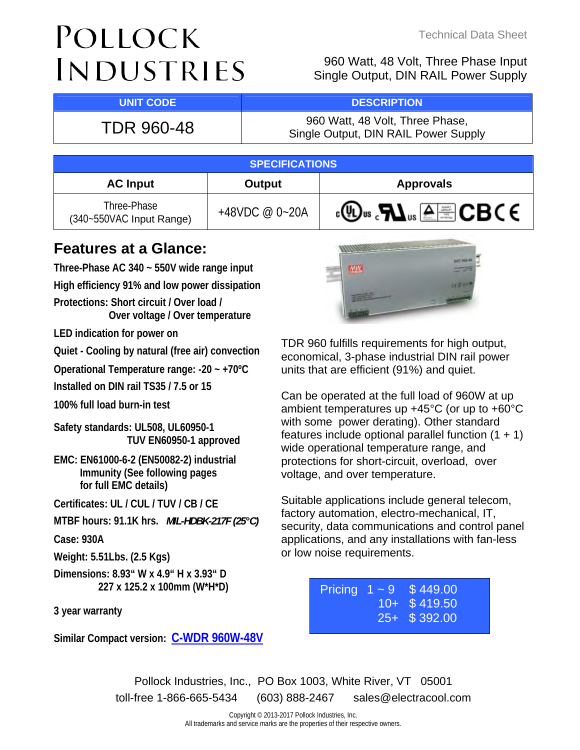# POLLOCK INDUSTRIES

Technical Data Sheet

960 Watt, 48 Volt, Three Phase Input
Single Output, DIN RAIL Power Supply

| UNIT CODE | DESCRIPTION |
|---|---|
| TDR 960-48 | 960 Watt, 48 Volt, Three Phase, Single Output, DIN RAIL Power Supply |

| SPECIFICATIONS | | |
|---|---|---|
| **AC Input** | **Output** | **Approvals** |
| Three-Phase (340~550VAC Input Range) | +48VDC @ 0~20A | cULus, cURus, TUV, CB, CE |

## Features at a Glance:

**Three-Phase AC 340 ~ 550V wide range input**

**High efficiency 91% and low power dissipation**

**Protections: Short circuit / Over load / Over voltage / Over temperature**

**LED indication for power on**

**Quiet - Cooling by natural (free air) convection**

**Operational Temperature range: -20 ~ +70ºC**

**Installed on DIN rail TS35 / 7.5 or 15**

**100% full load burn-in test**

**Safety standards: UL508, UL60950-1 TUV EN60950-1 approved**

**EMC: EN61000-6-2 (EN50082-2) industrial Immunity (See following pages for full EMC details)**

**Certificates: UL / CUL / TUV / CB / CE**

**MTBF hours: 91.1K hrs.** ***MIL-HDBK-217F (25°C)***

**Case: 930A**

**Weight: 5.51Lbs. (2.5 Kgs)**

**Dimensions: 8.93" W x 4.9" H x 3.93" D
227 x 125.2 x 100mm (W*H*D)**

**3 year warranty**

**Similar Compact version: C-WDR 960W-48V**

TDR 960 fulfills requirements for high output, economical, 3-phase industrial DIN rail power units that are efficient (91%) and quiet.

Can be operated at the full load of 960W at up ambient temperatures up +45°C (or up to +60°C with some power derating). Other standard features include optional parallel function (1 + 1) wide operational temperature range, and protections for short-circuit, overload, over voltage, and over temperature.

Suitable applications include general telecom, factory automation, electro-mechanical, IT, security, data communications and control panel applications, and any installations with fan-less or low noise requirements.

| Pricing | Quantity | Price |
|---|---|---|
| | 1 ~ 9 | $ 449.00 |
| | 10+ | $ 419.50 |
| | 25+ | $ 392.00 |

Pollock Industries, Inc., PO Box 1003, White River, VT 05001
toll-free 1-866-665-5434 (603) 888-2467 sales@electracool.com

Copyright © 2013-2017 Pollock Industries, Inc.
All trademarks and service marks are the properties of their respective owners.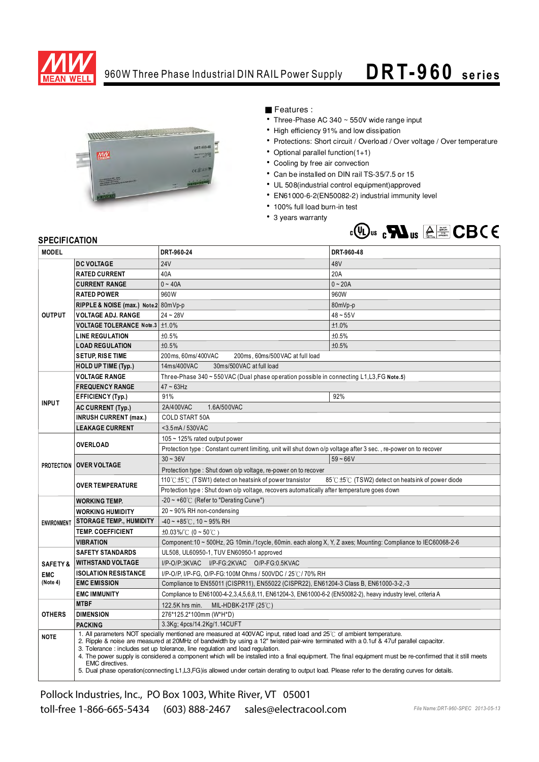# 960W Three Phase Industrial DIN RAIL Power Supply **DRT-960 series**

■ Features :

- Three-Phase AC 340 ~ 550V wide range input
- High efficiency 91% and low dissipation
- Protections: Short circuit / Overload / Over voltage / Over temperature
- Optional parallel function(1+1)
- Cooling by free air convection
- Can be installed on DIN rail TS-35/7.5 or 15
- UL 508(industrial control equipment)approved
- EN61000-6-2(EN50082-2) industrial immunity level
- 100% full load burn-in test
- 3 years warranty

## SPECIFICATION

| MODEL | | DRT-960-24 | DRT-960-48 |
|---|---|---|---|
| OUTPUT | DC VOLTAGE | 24V | 48V |
| | RATED CURRENT | 40A | 20A |
| | CURRENT RANGE | 0 ~ 40A | 0 ~ 20A |
| | RATED POWER | 960W | 960W |
| | RIPPLE & NOISE (max.) Note.2 | 80mVp-p | 80mVp-p |
| | VOLTAGE ADJ. RANGE | 24 ~ 28V | 48 ~ 55V |
| | VOLTAGE TOLERANCE Note.3 | ±1.0% | ±1.0% |
| | LINE REGULATION | ±0.5% | ±0.5% |
| | LOAD REGULATION | ±0.5% | ±0.5% |
| | SETUP, RISE TIME | 200ms, 60ms/400VAC 200ms, 60ms/500VAC at full load | |
| | HOLD UP TIME (Typ.) | 14ms/400VAC 30ms/500VAC at full load | |
| INPUT | VOLTAGE RANGE | Three-Phase 340 ~ 550VAC (Dual phase operation possible in connecting L1,L3,FG Note.5) | |
| | FREQUENCY RANGE | 47 ~ 63Hz | |
| | EFFICIENCY (Typ.) | 91% | 92% |
| | AC CURRENT (Typ.) | 2A/400VAC 1.6A/500VAC | |
| | INRUSH CURRENT (max.) | COLD START 50A | |
| | LEAKAGE CURRENT | <3.5mA / 530VAC | |
| PROTECTION | OVERLOAD | 105 ~ 125% rated output power | |
| | | Protection type : Constant current limiting, unit will shut down o/p voltage after 3 sec. , re-power on to recover | |
| | OVER VOLTAGE | 30 ~ 36V | 59 ~ 66V |
| | | Protection type : Shut down o/p voltage, re-power on to recover | |
| | OVER TEMPERATURE | 110℃ ±5℃ (TSW1) detect on heatsink of power transistor 85℃ ±5℃ (TSW2) detect on heatsink of power diode | |
| | | Protection type : Shut down o/p voltage, recovers automatically after temperature goes down | |
| ENVIRONMENT | WORKING TEMP. | -20 ~ +60℃ (Refer to "Derating Curve") | |
| | WORKING HUMIDITY | 20 ~ 90% RH non-condensing | |
| | STORAGE TEMP., HUMIDITY | -40 ~ +85℃, 10 ~ 95% RH | |
| | TEMP. COEFFICIENT | ±0.03%/℃ (0 ~ 50℃) | |
| | VIBRATION | Component:10 ~ 500Hz, 2G 10min./1cycle, 60min. each along X, Y, Z axes; Mounting: Compliance to IEC60068-2-6 | |
| SAFETY & EMC (Note 4) | SAFETY STANDARDS | UL508, UL60950-1, TUV EN60950-1 approved | |
| | WITHSTAND VOLTAGE | I/P-O/P:3KVAC I/P-FG:2KVAC O/P-FG:0.5KVAC | |
| | ISOLATION RESISTANCE | I/P-O/P, I/P-FG, O/P-FG:100M Ohms / 500VDC / 25℃/ 70% RH | |
| | EMC EMISSION | Compliance to EN55011 (CISPR11), EN55022 (CISPR22), EN61204-3 Class B, EN61000-3-2,-3 | |
| | EMC IMMUNITY | Compliance to EN61000-4-2,3,4,5,6,8,11, EN61204-3, EN61000-6-2 (EN50082-2), heavy industry level, criteria A | |
| OTHERS | MTBF | 122.5K hrs min. MIL-HDBK-217F (25℃) | |
| | DIMENSION | 276*125.2*100mm (W*H*D) | |
| | PACKING | 3.3Kg; 4pcs/14.2Kg/1.14CUFT | |

**NOTE**

1. All parameters NOT specially mentioned are measured at 400VAC input, rated load and 25℃ of ambient temperature.
2. Ripple & noise are measured at 20MHz of bandwidth by using a 12" twisted pair-wire terminated with a 0.1uf & 47uf parallel capacitor.
3. Tolerance : includes set up tolerance, line regulation and load regulation.
4. The power supply is considered a component which will be installed into a final equipment. The final equipment must be re-confirmed that it still meets EMC directives.
5. Dual phase operation(connecting L1,L3,FG)is allowed under certain derating to output load. Please refer to the derating curves for details.

Pollock Industries, Inc., PO Box 1003, White River, VT 05001
toll-free 1-866-665-5434 (603) 888-2467 sales@electracool.com

File Name:DRT-960-SPEC 2013-05-13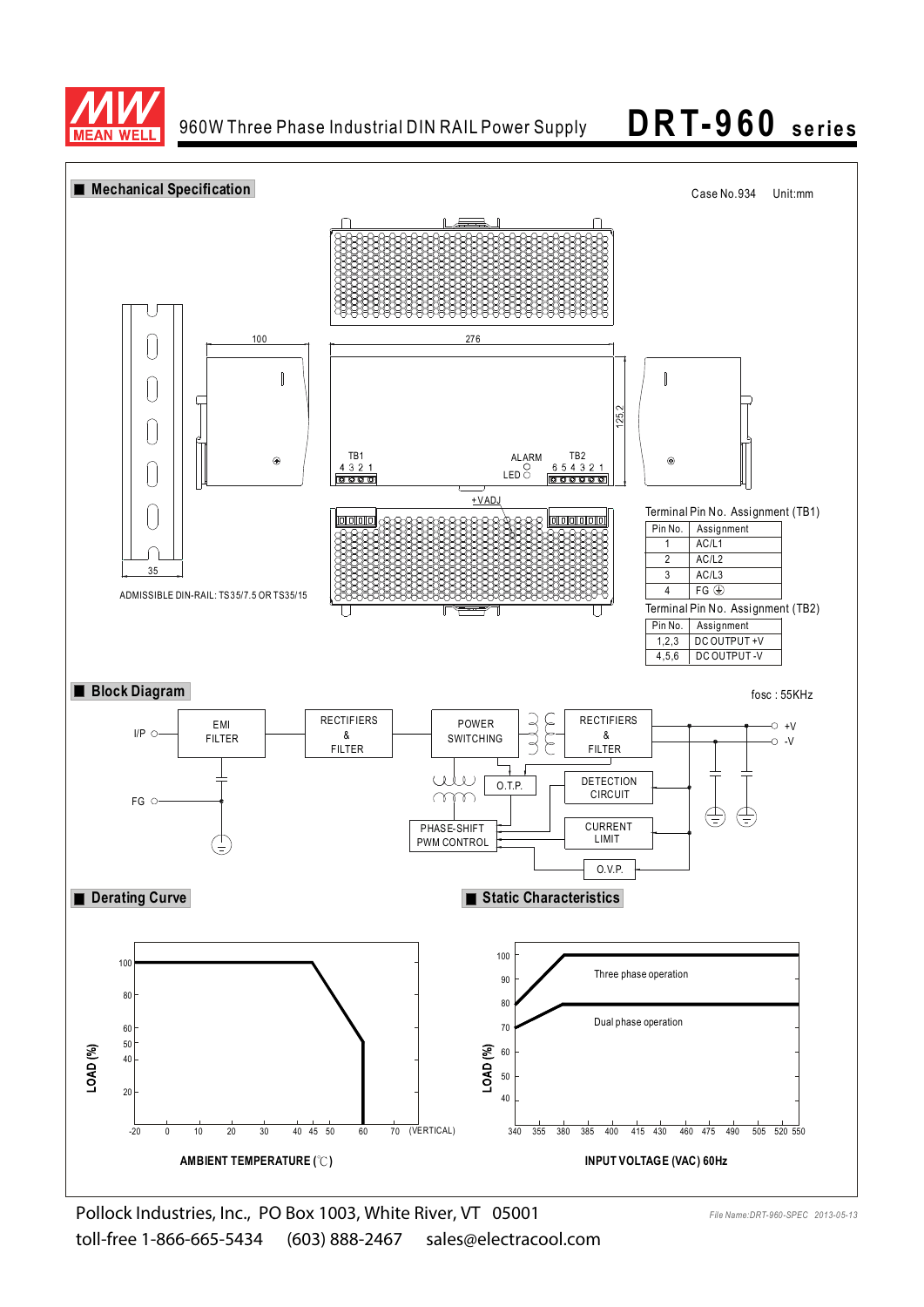# 960W Three Phase Industrial DIN RAIL Power Supply **DRT-960 series**

## ■ Mechanical Specification

Case No.934 Unit:mm

100

276

125.2

35

ADMISSIBLE DIN-RAIL: TS35/7.5 OR TS35/15

TB1 4 3 2 1

ALARM LED

TB2 6 5 4 3 2 1

+VADJ

Terminal Pin No. Assignment (TB1)

| Pin No. | Assignment |
|---|---|
| 1 | AC/L1 |
| 2 | AC/L2 |
| 3 | AC/L3 |
| 4 | FG ⏚ |

Terminal Pin No. Assignment (TB2)

| Pin No. | Assignment |
|---|---|
| 1,2,3 | DC OUTPUT +V |
| 4,5,6 | DC OUTPUT -V |

## ■ Block Diagram

fosc : 55KHz

I/P, FG, EMI FILTER, RECTIFIERS & FILTER, POWER SWITCHING, RECTIFIERS & FILTER, +V, -V, O.T.P., DETECTION CIRCUIT, PHASE-SHIFT PWM CONTROL, CURRENT LIMIT, O.V.P.

## ■ Derating Curve

LOAD (%): 20, 40, 50, 60, 80, 100

AMBIENT TEMPERATURE (℃): -20, 0, 10, 20, 30, 40, 45, 50, 60, 70 (VERTICAL)

## ■ Static Characteristics

LOAD (%): 40, 50, 60, 70, 80, 90, 100

Three phase operation

Dual phase operation

INPUT VOLTAGE (VAC) 60Hz: 340, 355, 380, 385, 400, 415, 430, 460, 475, 490, 505, 520, 550

Pollock Industries, Inc., PO Box 1003, White River, VT 05001
toll-free 1-866-665-5434 (603) 888-2467 sales@electracool.com

*File Name:DRT-960-SPEC 2013-05-13*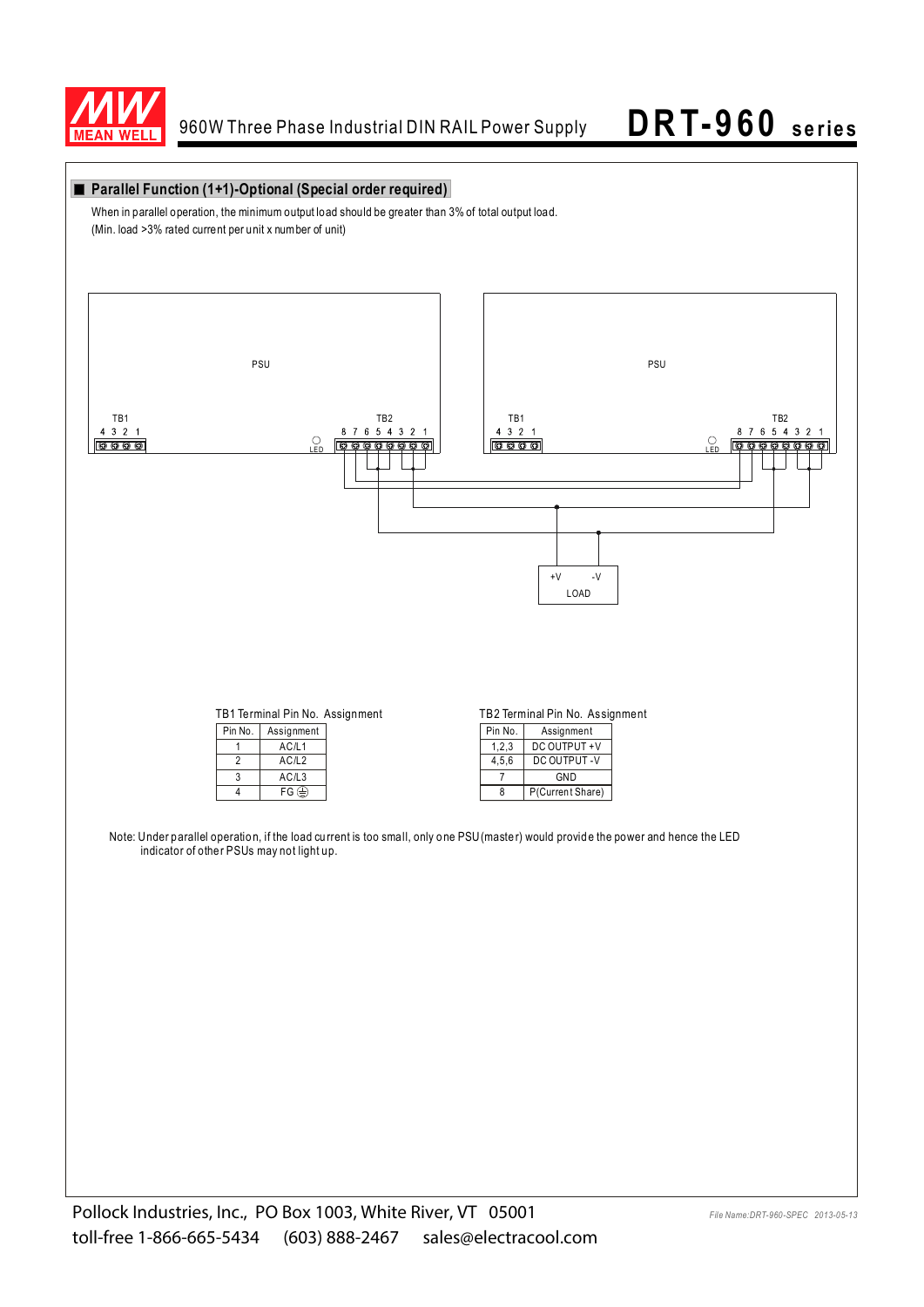## ■ Parallel Function (1+1)-Optional (Special order required)

When in parallel operation, the minimum output load should be greater than 3% of total output load.
(Min. load >3% rated current per unit x number of unit)

PSU

TB1
4 3 2 1

LED

TB2
8 7 6 5 4 3 2 1

PSU

TB1
4 3 2 1

LED

TB2
8 7 6 5 4 3 2 1

+V -V
LOAD

TB1 Terminal Pin No. Assignment

| Pin No. | Assignment |
|---|---|
| 1 | AC/L1 |
| 2 | AC/L2 |
| 3 | AC/L3 |
| 4 | FG ⏚ |

TB2 Terminal Pin No. Assignment

| Pin No. | Assignment |
|---|---|
| 1,2,3 | DC OUTPUT +V |
| 4,5,6 | DC OUTPUT -V |
| 7 | GND |
| 8 | P(Current Share) |

Note: Under parallel operation, if the load current is too small, only one PSU(master) would provide the power and hence the LED indicator of other PSUs may not light up.

Pollock Industries, Inc., PO Box 1003, White River, VT 05001
toll-free 1-866-665-5434 (603) 888-2467 sales@electracool.com